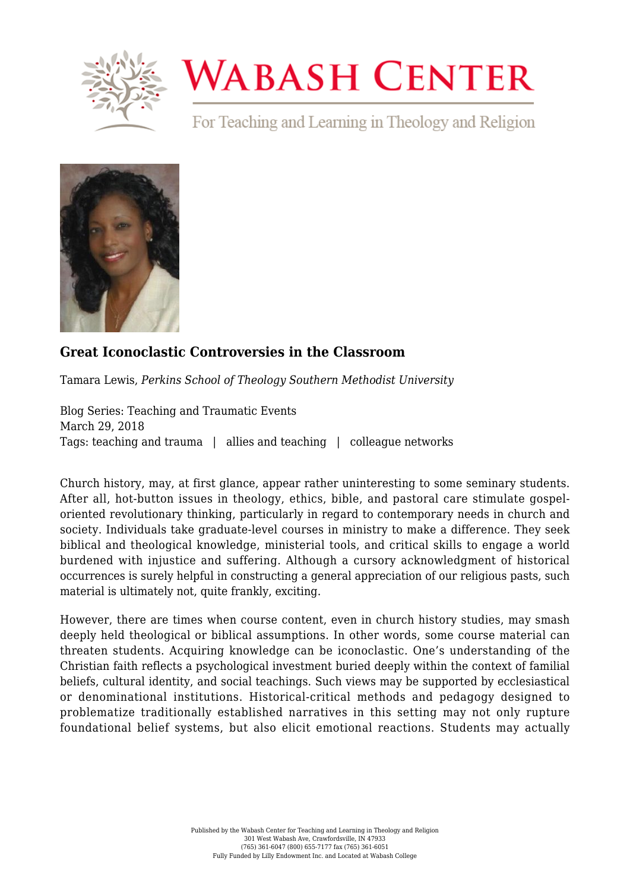# Wabash Center

For Teaching and Learning in Theology and Religion

## Great Iconoclastic Controversies in the Classroom

Tamara Lewis, *Perkins School of Theology Southern Methodist University*

Blog Series: Teaching and Traumatic Events
March 29, 2018
Tags: teaching and trauma | allies and teaching | colleague networks

Church history, may, at first glance, appear rather uninteresting to some seminary students. After all, hot-button issues in theology, ethics, bible, and pastoral care stimulate gospel-oriented revolutionary thinking, particularly in regard to contemporary needs in church and society. Individuals take graduate-level courses in ministry to make a difference. They seek biblical and theological knowledge, ministerial tools, and critical skills to engage a world burdened with injustice and suffering. Although a cursory acknowledgment of historical occurrences is surely helpful in constructing a general appreciation of our religious pasts, such material is ultimately not, quite frankly, exciting.

However, there are times when course content, even in church history studies, may smash deeply held theological or biblical assumptions. In other words, some course material can threaten students. Acquiring knowledge can be iconoclastic. One's understanding of the Christian faith reflects a psychological investment buried deeply within the context of familial beliefs, cultural identity, and social teachings. Such views may be supported by ecclesiastical or denominational institutions. Historical-critical methods and pedagogy designed to problematize traditionally established narratives in this setting may not only rupture foundational belief systems, but also elicit emotional reactions. Students may actually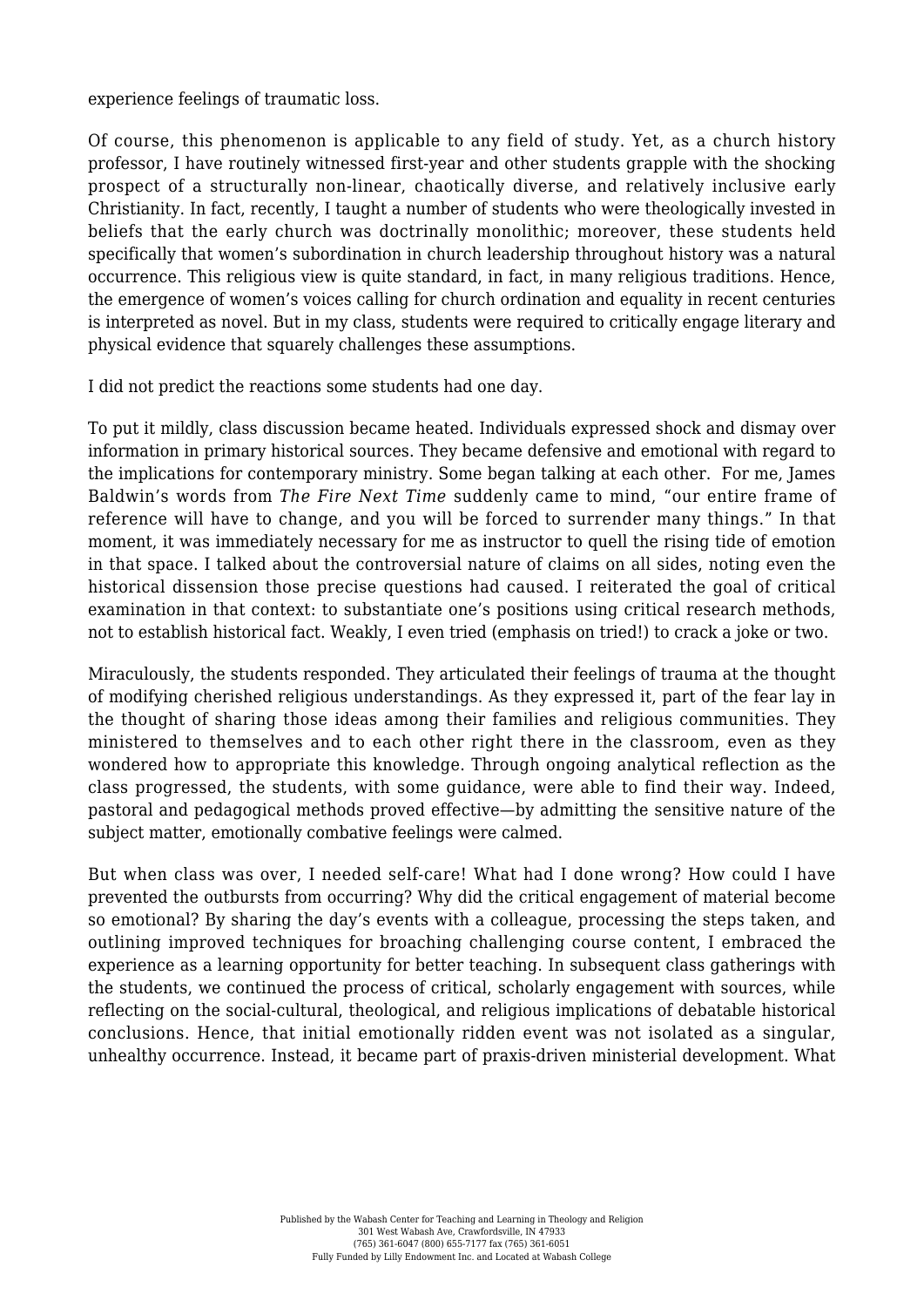experience feelings of traumatic loss.

Of course, this phenomenon is applicable to any field of study. Yet, as a church history professor, I have routinely witnessed first-year and other students grapple with the shocking prospect of a structurally non-linear, chaotically diverse, and relatively inclusive early Christianity. In fact, recently, I taught a number of students who were theologically invested in beliefs that the early church was doctrinally monolithic; moreover, these students held specifically that women's subordination in church leadership throughout history was a natural occurrence. This religious view is quite standard, in fact, in many religious traditions. Hence, the emergence of women's voices calling for church ordination and equality in recent centuries is interpreted as novel. But in my class, students were required to critically engage literary and physical evidence that squarely challenges these assumptions.

I did not predict the reactions some students had one day.

To put it mildly, class discussion became heated. Individuals expressed shock and dismay over information in primary historical sources. They became defensive and emotional with regard to the implications for contemporary ministry. Some began talking at each other. For me, James Baldwin's words from *The Fire Next Time* suddenly came to mind, "our entire frame of reference will have to change, and you will be forced to surrender many things." In that moment, it was immediately necessary for me as instructor to quell the rising tide of emotion in that space. I talked about the controversial nature of claims on all sides, noting even the historical dissension those precise questions had caused. I reiterated the goal of critical examination in that context: to substantiate one's positions using critical research methods, not to establish historical fact. Weakly, I even tried (emphasis on tried!) to crack a joke or two.

Miraculously, the students responded. They articulated their feelings of trauma at the thought of modifying cherished religious understandings. As they expressed it, part of the fear lay in the thought of sharing those ideas among their families and religious communities. They ministered to themselves and to each other right there in the classroom, even as they wondered how to appropriate this knowledge. Through ongoing analytical reflection as the class progressed, the students, with some guidance, were able to find their way. Indeed, pastoral and pedagogical methods proved effective—by admitting the sensitive nature of the subject matter, emotionally combative feelings were calmed.

But when class was over, I needed self-care! What had I done wrong? How could I have prevented the outbursts from occurring? Why did the critical engagement of material become so emotional? By sharing the day's events with a colleague, processing the steps taken, and outlining improved techniques for broaching challenging course content, I embraced the experience as a learning opportunity for better teaching. In subsequent class gatherings with the students, we continued the process of critical, scholarly engagement with sources, while reflecting on the social-cultural, theological, and religious implications of debatable historical conclusions. Hence, that initial emotionally ridden event was not isolated as a singular, unhealthy occurrence. Instead, it became part of praxis-driven ministerial development. What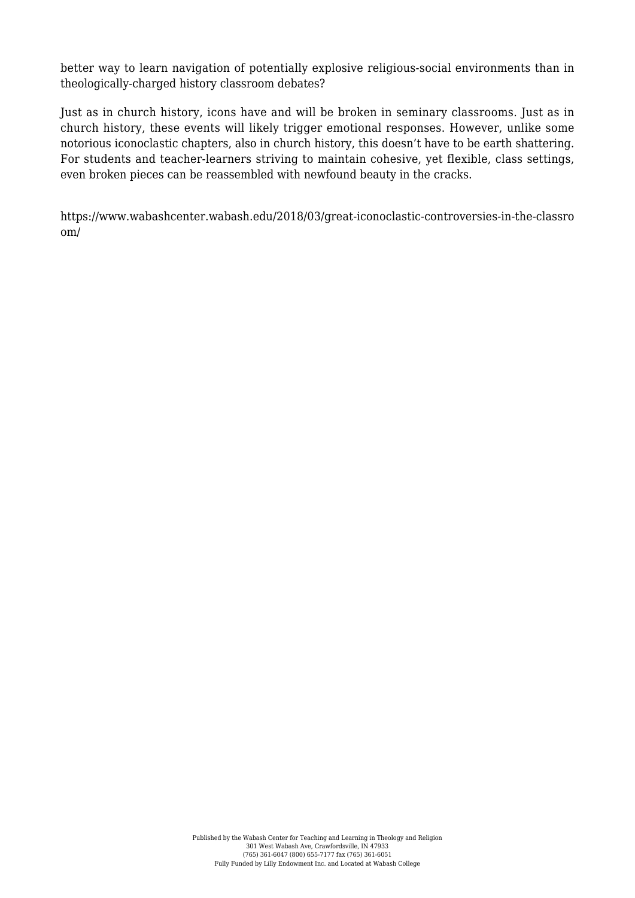better way to learn navigation of potentially explosive religious-social environments than in theologically-charged history classroom debates?

Just as in church history, icons have and will be broken in seminary classrooms. Just as in church history, these events will likely trigger emotional responses. However, unlike some notorious iconoclastic chapters, also in church history, this doesn't have to be earth shattering. For students and teacher-learners striving to maintain cohesive, yet flexible, class settings, even broken pieces can be reassembled with newfound beauty in the cracks.

https://www.wabashcenter.wabash.edu/2018/03/great-iconoclastic-controversies-in-the-classroom/